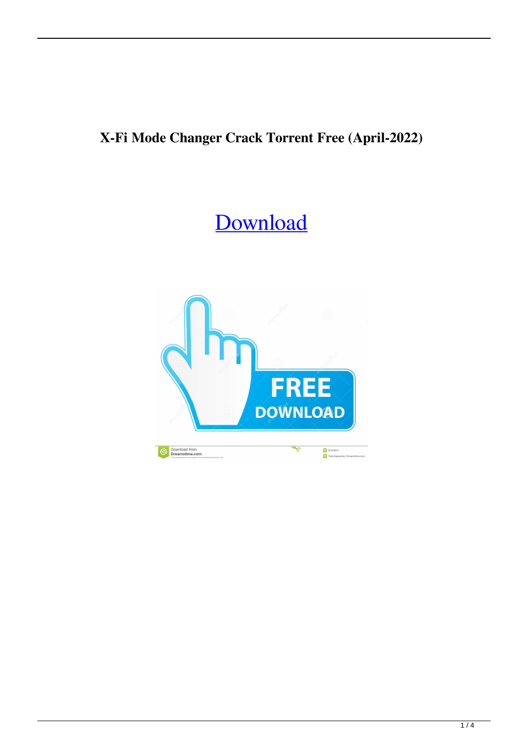**X-Fi Mode Changer Crack Torrent Free (April-2022)**

Download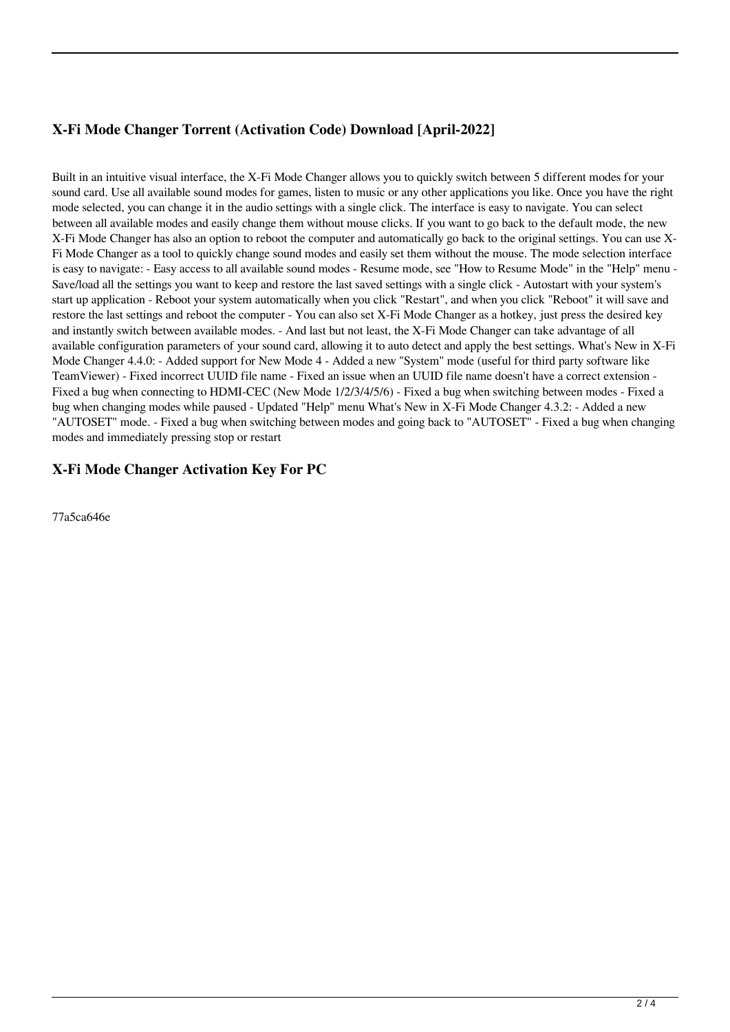## X-Fi Mode Changer Torrent (Activation Code) Download [April-2022]

Built in an intuitive visual interface, the X-Fi Mode Changer allows you to quickly switch between 5 different modes for your sound card. Use all available sound modes for games, listen to music or any other applications you like. Once you have the right mode selected, you can change it in the audio settings with a single click. The interface is easy to navigate. You can select between all available modes and easily change them without mouse clicks. If you want to go back to the default mode, the new X-Fi Mode Changer has also an option to reboot the computer and automatically go back to the original settings. You can use X-Fi Mode Changer as a tool to quickly change sound modes and easily set them without the mouse. The mode selection interface is easy to navigate: - Easy access to all available sound modes - Resume mode, see "How to Resume Mode" in the "Help" menu - Save/load all the settings you want to keep and restore the last saved settings with a single click - Autostart with your system's start up application - Reboot your system automatically when you click "Restart", and when you click "Reboot" it will save and restore the last settings and reboot the computer - You can also set X-Fi Mode Changer as a hotkey, just press the desired key and instantly switch between available modes. - And last but not least, the X-Fi Mode Changer can take advantage of all available configuration parameters of your sound card, allowing it to auto detect and apply the best settings. What's New in X-Fi Mode Changer 4.4.0: - Added support for New Mode 4 - Added a new "System" mode (useful for third party software like TeamViewer) - Fixed incorrect UUID file name - Fixed an issue when an UUID file name doesn't have a correct extension - Fixed a bug when connecting to HDMI-CEC (New Mode 1/2/3/4/5/6) - Fixed a bug when switching between modes - Fixed a bug when changing modes while paused - Updated "Help" menu What's New in X-Fi Mode Changer 4.3.2: - Added a new "AUTOSET" mode. - Fixed a bug when switching between modes and going back to "AUTOSET" - Fixed a bug when changing modes and immediately pressing stop or restart

## X-Fi Mode Changer Activation Key For PC

77a5ca646e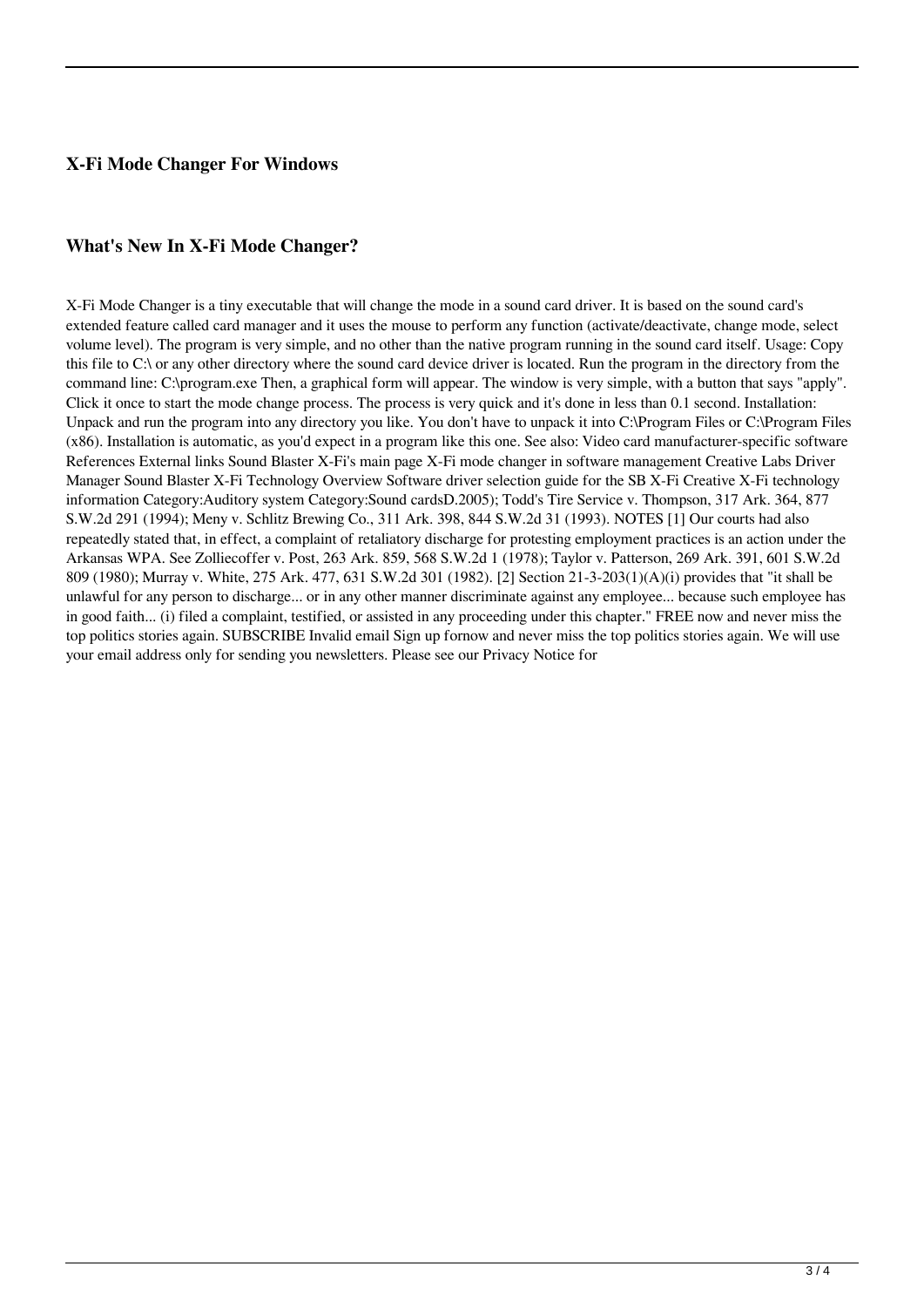### X-Fi Mode Changer For Windows

### What's New In X-Fi Mode Changer?

X-Fi Mode Changer is a tiny executable that will change the mode in a sound card driver. It is based on the sound card's extended feature called card manager and it uses the mouse to perform any function (activate/deactivate, change mode, select volume level). The program is very simple, and no other than the native program running in the sound card itself. Usage: Copy this file to C:\ or any other directory where the sound card device driver is located. Run the program in the directory from the command line: C:\program.exe Then, a graphical form will appear. The window is very simple, with a button that says "apply". Click it once to start the mode change process. The process is very quick and it's done in less than 0.1 second. Installation: Unpack and run the program into any directory you like. You don't have to unpack it into C:\Program Files or C:\Program Files (x86). Installation is automatic, as you'd expect in a program like this one. See also: Video card manufacturer-specific software References External links Sound Blaster X-Fi's main page X-Fi mode changer in software management Creative Labs Driver Manager Sound Blaster X-Fi Technology Overview Software driver selection guide for the SB X-Fi Creative X-Fi technology information Category:Auditory system Category:Sound cardsD.2005); Todd's Tire Service v. Thompson, 317 Ark. 364, 877 S.W.2d 291 (1994); Meny v. Schlitz Brewing Co., 311 Ark. 398, 844 S.W.2d 31 (1993). NOTES [1] Our courts had also repeatedly stated that, in effect, a complaint of retaliatory discharge for protesting employment practices is an action under the Arkansas WPA. See Zolliecoffer v. Post, 263 Ark. 859, 568 S.W.2d 1 (1978); Taylor v. Patterson, 269 Ark. 391, 601 S.W.2d 809 (1980); Murray v. White, 275 Ark. 477, 631 S.W.2d 301 (1982). [2] Section 21-3-203(1)(A)(i) provides that "it shall be unlawful for any person to discharge... or in any other manner discriminate against any employee... because such employee has in good faith... (i) filed a complaint, testified, or assisted in any proceeding under this chapter." FREE now and never miss the top politics stories again. SUBSCRIBE Invalid email Sign up fornow and never miss the top politics stories again. We will use your email address only for sending you newsletters. Please see our Privacy Notice for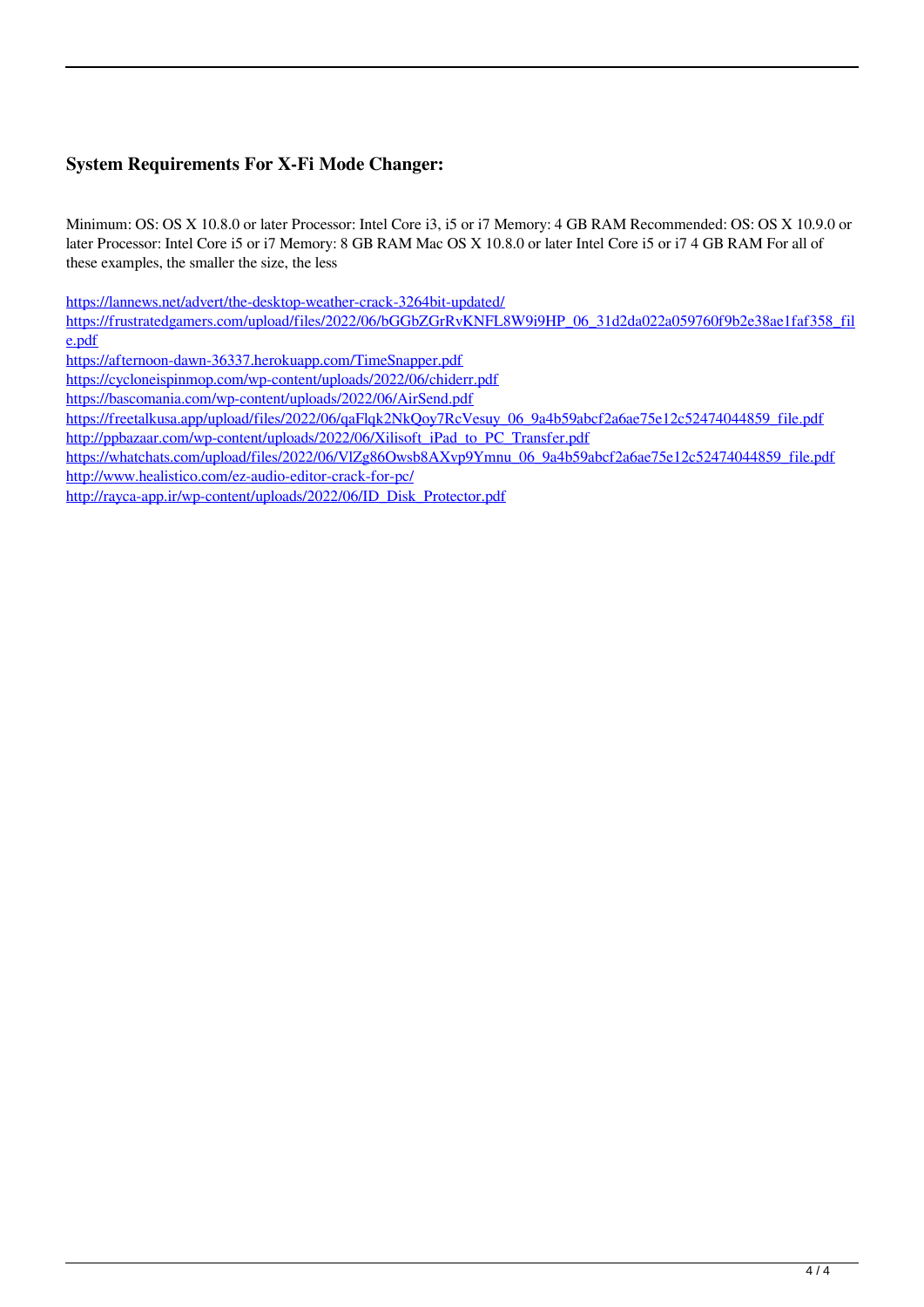### System Requirements For X-Fi Mode Changer:

Minimum: OS: OS X 10.8.0 or later Processor: Intel Core i3, i5 or i7 Memory: 4 GB RAM Recommended: OS: OS X 10.9.0 or later Processor: Intel Core i5 or i7 Memory: 8 GB RAM Mac OS X 10.8.0 or later Intel Core i5 or i7 4 GB RAM For all of these examples, the smaller the size, the less

https://lannews.net/advert/the-desktop-weather-crack-3264bit-updated/
https://frustratedgamers.com/upload/files/2022/06/bGGbZGrRvKNFL8W9i9HP_06_31d2da022a059760f9b2e38ae1faf358_file.pdf
https://afternoon-dawn-36337.herokuapp.com/TimeSnapper.pdf
https://cycloneispinmop.com/wp-content/uploads/2022/06/chiderr.pdf
https://bascomania.com/wp-content/uploads/2022/06/AirSend.pdf
https://freetalkusa.app/upload/files/2022/06/qaFlqk2NkQoy7RcVesuy_06_9a4b59abcf2a6ae75e12c52474044859_file.pdf
http://ppbazaar.com/wp-content/uploads/2022/06/Xilisoft_iPad_to_PC_Transfer.pdf
https://whatchats.com/upload/files/2022/06/VlZg86Owsb8AXvp9Ymnu_06_9a4b59abcf2a6ae75e12c52474044859_file.pdf
http://www.healistico.com/ez-audio-editor-crack-for-pc/
http://rayca-app.ir/wp-content/uploads/2022/06/ID_Disk_Protector.pdf